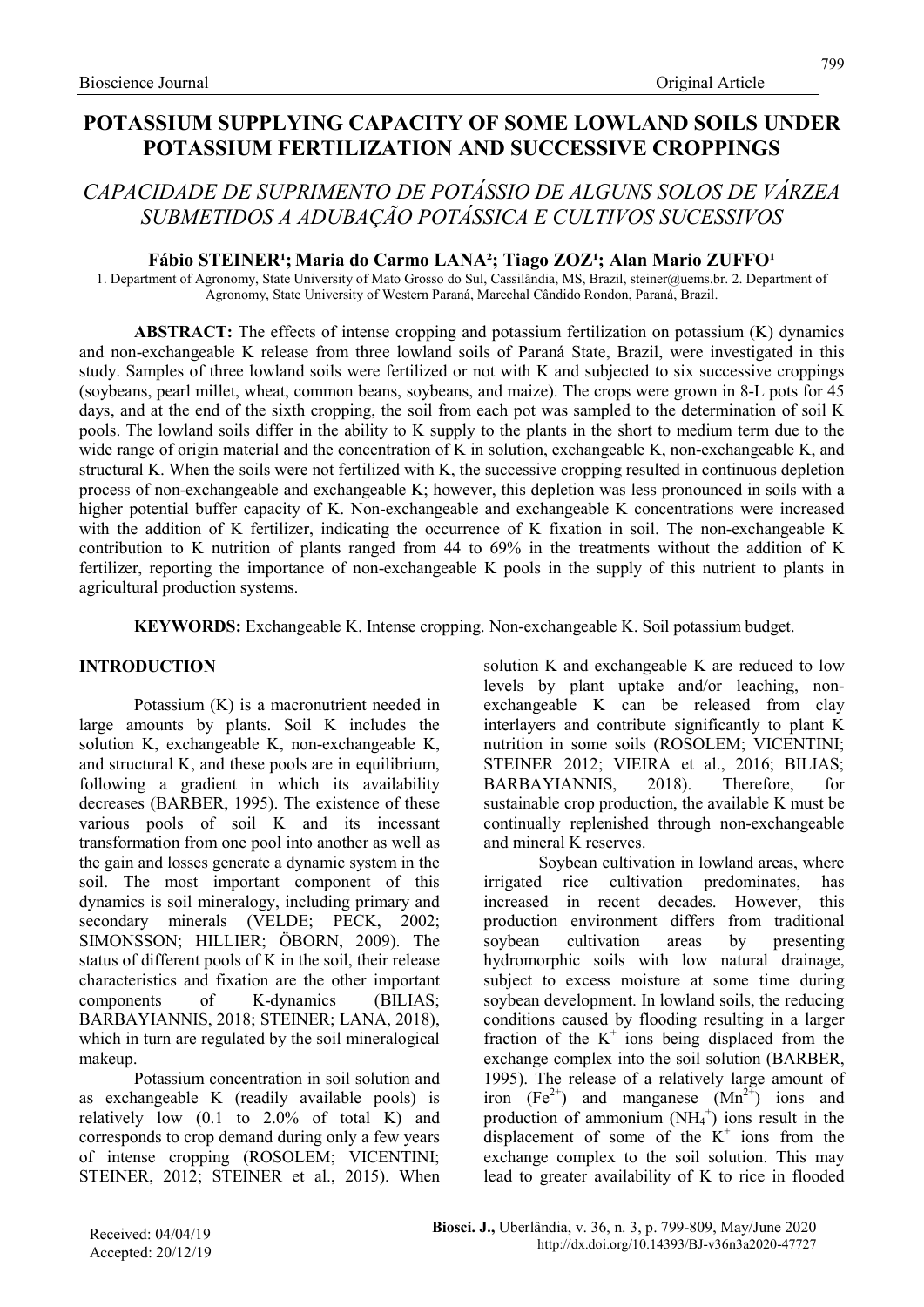# POTASSIUM SUPPLYING CAPACITY OF SOME LOWLAND SOILS UNDER POTASSIUM FERTILIZATION AND SUCCESSIVE CROPPINGS

## *CAPACIDADE DE SUPRIMENTO DE POTÁSSIO DE ALGUNS SOLOS DE VÁRZEA SUBMETIDOS A ADUBAÇÃO POTÁSSICA E CULTIVOS SUCESSIVOS*

**Fábio STEINER[1]; Maria do Carmo LANA[2]; Tiago ZOZ[1]; Alan Mario ZUFFO[1]**

1. Department of Agronomy, State University of Mato Grosso do Sul, Cassilândia, MS, Brazil, steiner@uems.br. 2. Department of Agronomy, State University of Western Paraná, Marechal Cândido Rondon, Paraná, Brazil.

**ABSTRACT:** The effects of intense cropping and potassium fertilization on potassium (K) dynamics and non-exchangeable K release from three lowland soils of Paraná State, Brazil, were investigated in this study. Samples of three lowland soils were fertilized or not with K and subjected to six successive croppings (soybeans, pearl millet, wheat, common beans, soybeans, and maize). The crops were grown in 8-L pots for 45 days, and at the end of the sixth cropping, the soil from each pot was sampled to the determination of soil K pools. The lowland soils differ in the ability to K supply to the plants in the short to medium term due to the wide range of origin material and the concentration of K in solution, exchangeable K, non-exchangeable K, and structural K. When the soils were not fertilized with K, the successive cropping resulted in continuous depletion process of non-exchangeable and exchangeable K; however, this depletion was less pronounced in soils with a higher potential buffer capacity of K. Non-exchangeable and exchangeable K concentrations were increased with the addition of K fertilizer, indicating the occurrence of K fixation in soil. The non-exchangeable K contribution to K nutrition of plants ranged from 44 to 69% in the treatments without the addition of K fertilizer, reporting the importance of non-exchangeable K pools in the supply of this nutrient to plants in agricultural production systems.

**KEYWORDS:** Exchangeable K. Intense cropping. Non-exchangeable K. Soil potassium budget.

## INTRODUCTION

Potassium (K) is a macronutrient needed in large amounts by plants. Soil K includes the solution K, exchangeable K, non-exchangeable K, and structural K, and these pools are in equilibrium, following a gradient in which its availability decreases (BARBER, 1995). The existence of these various pools of soil K and its incessant transformation from one pool into another as well as the gain and losses generate a dynamic system in the soil. The most important component of this dynamics is soil mineralogy, including primary and secondary minerals (VELDE; PECK, 2002; SIMONSSON; HILLIER; ÖBORN, 2009). The status of different pools of K in the soil, their release characteristics and fixation are the other important components of K-dynamics (BILIAS; BARBAYIANNIS, 2018; STEINER; LANA, 2018), which in turn are regulated by the soil mineralogical makeup.

Potassium concentration in soil solution and as exchangeable K (readily available pools) is relatively low (0.1 to 2.0% of total K) and corresponds to crop demand during only a few years of intense cropping (ROSOLEM; VICENTINI; STEINER, 2012; STEINER et al., 2015). When solution K and exchangeable K are reduced to low levels by plant uptake and/or leaching, non-exchangeable K can be released from clay interlayers and contribute significantly to plant K nutrition in some soils (ROSOLEM; VICENTINI; STEINER 2012; VIEIRA et al., 2016; BILIAS; BARBAYIANNIS, 2018). Therefore, for sustainable crop production, the available K must be continually replenished through non-exchangeable and mineral K reserves.

Soybean cultivation in lowland areas, where irrigated rice cultivation predominates, has increased in recent decades. However, this production environment differs from traditional soybean cultivation areas by presenting hydromorphic soils with low natural drainage, subject to excess moisture at some time during soybean development. In lowland soils, the reducing conditions caused by flooding resulting in a larger fraction of the $K^+$ ions being displaced from the exchange complex into the soil solution (BARBER, 1995). The release of a relatively large amount of iron ($Fe^{2+}$) and manganese ($Mn^{2+}$) ions and production of ammonium ($NH_4^+$) ions result in the displacement of some of the $K^+$ ions from the exchange complex to the soil solution. This may lead to greater availability of K to rice in flooded

Received: 04/04/19
Accepted: 20/12/19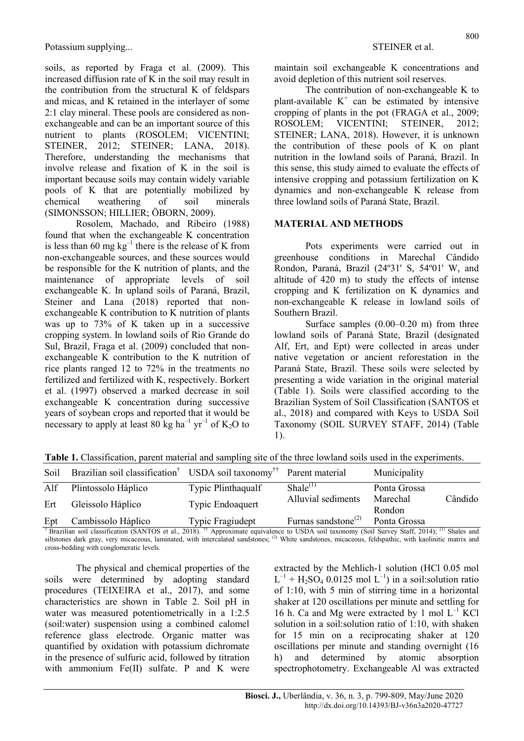soils, as reported by Fraga et al. (2009). This increased diffusion rate of K in the soil may result in the contribution from the structural K of feldspars and micas, and K retained in the interlayer of some 2:1 clay mineral. These pools are considered as non-exchangeable and can be an important source of this nutrient to plants (ROSOLEM; VICENTINI; STEINER, 2012; STEINER; LANA, 2018). Therefore, understanding the mechanisms that involve release and fixation of K in the soil is important because soils may contain widely variable pools of K that are potentially mobilized by chemical weathering of soil minerals (SIMONSSON; HILLIER; ÖBORN, 2009).

Rosolem, Machado, and Ribeiro (1988) found that when the exchangeable K concentration is less than 60 mg $kg^{-1}$ there is the release of K from non-exchangeable sources, and these sources would be responsible for the K nutrition of plants, and the maintenance of appropriate levels of soil exchangeable K. In upland soils of Paraná, Brazil, Steiner and Lana (2018) reported that non-exchangeable K contribution to K nutrition of plants was up to 73% of K taken up in a successive cropping system. In lowland soils of Rio Grande do Sul, Brazil, Fraga et al. (2009) concluded that non-exchangeable K contribution to the K nutrition of rice plants ranged 12 to 72% in the treatments no fertilized and fertilized with K, respectively. Borkert et al. (1997) observed a marked decrease in soil exchangeable K concentration during successive years of soybean crops and reported that it would be necessary to apply at least 80 kg $ha^{-1}$ $yr^{-1}$ of $K_2O$ to maintain soil exchangeable K concentrations and avoid depletion of this nutrient soil reserves.

The contribution of non-exchangeable K to plant-available $K^+$ can be estimated by intensive cropping of plants in the pot (FRAGA et al., 2009; ROSOLEM; VICENTINI; STEINER, 2012; STEINER; LANA, 2018). However, it is unknown the contribution of these pools of K on plant nutrition in the lowland soils of Paraná, Brazil. In this sense, this study aimed to evaluate the effects of intensive cropping and potassium fertilization on K dynamics and non-exchangeable K release from three lowland soils of Paraná State, Brazil.

## MATERIAL AND METHODS

Pots experiments were carried out in greenhouse conditions in Marechal Cândido Rondon, Paraná, Brazil (24º31' S, 54º01' W, and altitude of 420 m) to study the effects of intense cropping and K fertilization on K dynamics and non-exchangeable K release in lowland soils of Southern Brazil.

Surface samples (0.00–0.20 m) from three lowland soils of Paraná State, Brazil (designated Alf, Ert, and Ept) were collected in areas under native vegetation or ancient reforestation in the Paraná State, Brazil. These soils were selected by presenting a wide variation in the original material (Table 1). Soils were classified according to the Brazilian System of Soil Classification (SANTOS et al., 2018) and compared with Keys to USDA Soil Taxonomy (SOIL SURVEY STAFF, 2014) (Table 1).

**Table 1.** Classification, parent material and sampling site of the three lowland soils used in the experiments.

| Soil | Brazilian soil classification† | USDA soil taxonomy†† | Parent material | Municipality |
|---|---|---|---|---|
| Alf | Plintossolo Háplico | Typic Plinthaqualf | Shale(1) | Ponta Grossa |
| Ert | Gleissolo Háplico | Typic Endoaquert | Alluvial sediments | Marechal Cândido Rondon |
| Ept | Cambissolo Háplico | Typic Fragiudept | Furnas sandstone(2) | Ponta Grossa |

† Brazilian soil classification (SANTOS et al., 2018). †† Approximate equivalence to USDA soil taxonomy (Soil Survey Staff, 2014); (1) Shales and siltstones dark gray, very micaceous, laminated, with intercalated sandstones; (2) White sandstones, micaceous, feldspathic, with kaolinitic matrix and cross-bedding with conglomeratic levels.

The physical and chemical properties of the soils were determined by adopting standard procedures (TEIXEIRA et al., 2017), and some characteristics are shown in Table 2. Soil pH in water was measured potentiometrically in a 1:2.5 (soil:water) suspension using a combined calomel reference glass electrode. Organic matter was quantified by oxidation with potassium dichromate in the presence of sulfuric acid, followed by titration with ammonium Fe(II) sulfate. P and K were extracted by the Mehlich-1 solution (HCl 0.05 mol $L^{-1}$ + $H_2SO_4$ 0.0125 mol $L^{-1}$) in a soil:solution ratio of 1:10, with 5 min of stirring time in a horizontal shaker at 120 oscillations per minute and settling for 16 h. Ca and Mg were extracted by 1 mol $L^{-1}$ KCl solution in a soil:solution ratio of 1:10, with shaken for 15 min on a reciprocating shaker at 120 oscillations per minute and standing overnight (16 h) and determined by atomic absorption spectrophotometry. Exchangeable Al was extracted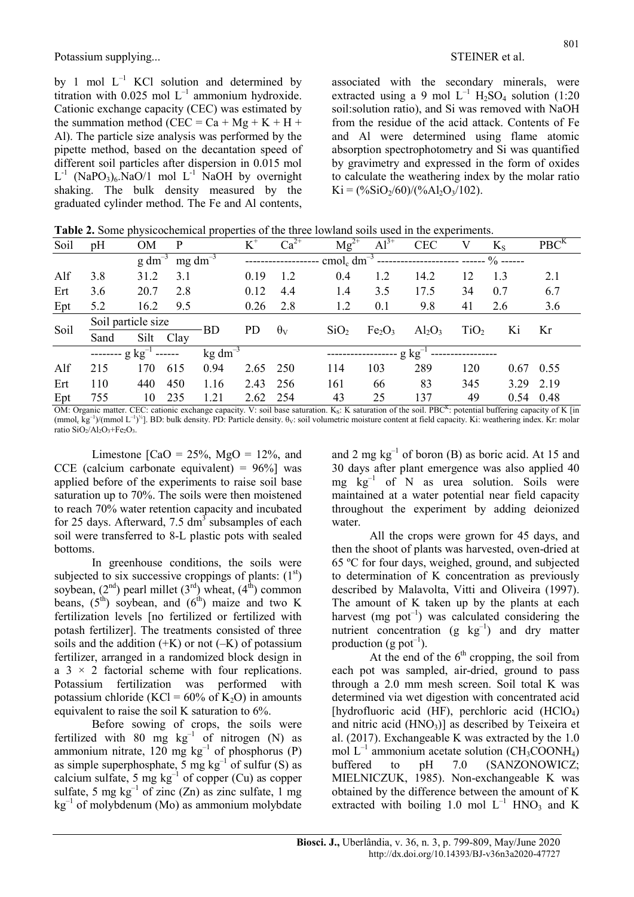by 1 mol $L^{-1}$ KCl solution and determined by titration with 0.025 mol $L^{-1}$ ammonium hydroxide. Cationic exchange capacity (CEC) was estimated by the summation method (CEC = Ca + Mg + K + H + Al). The particle size analysis was performed by the pipette method, based on the decantation speed of different soil particles after dispersion in 0.015 mol $L^{-1}$ $(NaPO_3)_6.NaO$/1 mol $L^{-1}$ NaOH by overnight shaking. The bulk density measured by the graduated cylinder method. The Fe and Al contents, associated with the secondary minerals, were extracted using a 9 mol $L^{-1}$ $H_2SO_4$ solution (1:20 soil:solution ratio), and Si was removed with NaOH from the residue of the acid attack. Contents of Fe and Al were determined using flame atomic absorption spectrophotometry and Si was quantified by gravimetry and expressed in the form of oxides to calculate the weathering index by the molar ratio $Ki = (\%SiO_2/60)/(\%Al_2O_3/102)$.

**Table 2.** Some physicochemical properties of the three lowland soils used in the experiments.

| Soil | pH | OM | P | $K^+$ | $Ca^{2+}$ | $Mg^{2+}$ | $Al^{3+}$ | CEC | V | $K_S$ | $PBC^K$ |
|---|---|---|---|---|---|---|---|---|---|---|---|
| | | g $dm^{-3}$ | mg $dm^{-3}$ | $cmol_c$ $dm^{-3}$ | | | | | % | | |
| Alf | 3.8 | 31.2 | 3.1 | 0.19 | 1.2 | 0.4 | 1.2 | 14.2 | 12 | 1.3 | 2.1 |
| Ert | 3.6 | 20.7 | 2.8 | 0.12 | 4.4 | 1.4 | 3.5 | 17.5 | 34 | 0.7 | 6.7 |
| Ept | 5.2 | 16.2 | 9.5 | 0.26 | 2.8 | 1.2 | 0.1 | 9.8 | 41 | 2.6 | 3.6 |

| Soil | Soil particle size | | | BD | PD | $\theta_V$ | $SiO_2$ | $Fe_2O_3$ | $Al_2O_3$ | $TiO_2$ | Ki | Kr |
|---|---|---|---|---|---|---|---|---|---|---|---|---|
| | Sand | Silt | Clay | | | | | | | | | |
| | g $kg^{-1}$ | | | kg $dm^{-3}$ | | | g $kg^{-1}$ | | | | | |
| Alf | 215 | 170 | 615 | 0.94 | 2.65 | 250 | 114 | 103 | 289 | 120 | 0.67 | 0.55 |
| Ert | 110 | 440 | 450 | 1.16 | 2.43 | 256 | 161 | 66 | 83 | 345 | 3.29 | 2.19 |
| Ept | 755 | 10 | 235 | 1.21 | 2.62 | 254 | 43 | 25 | 137 | 49 | 0.54 | 0.48 |

OM: Organic matter. CEC: cationic exchange capacity. V: soil base saturation. $K_S$: K saturation of the soil. $PBC^K$: potential buffering capacity of K [in $(mmol_c\ kg^{-1})/(mmol\ L^{-1})^{1/2}$]. BD: bulk density. PD: Particle density. $\theta_V$: soil volumetric moisture content at field capacity. Ki: weathering index. Kr: molar ratio $SiO_2/Al_2O_3+Fe_2O_3$.

Limestone [CaO = 25%, MgO = 12%, and CCE (calcium carbonate equivalent) = 96%] was applied before of the experiments to raise soil base saturation up to 70%. The soils were then moistened to reach 70% water retention capacity and incubated for 25 days. Afterward, 7.5 $dm^3$ subsamples of each soil were transferred to 8-L plastic pots with sealed bottoms.

In greenhouse conditions, the soils were subjected to six successive croppings of plants: (1st) soybean, (2nd) pearl millet (3rd) wheat, (4th) common beans, (5th) soybean, and (6th) maize and two K fertilization levels [no fertilized or fertilized with potash fertilizer]. The treatments consisted of three soils and the addition (+K) or not (–K) of potassium fertilizer, arranged in a randomized block design in a 3 × 2 factorial scheme with four replications. Potassium fertilization was performed with potassium chloride (KCl = 60% of $K_2O$) in amounts equivalent to raise the soil K saturation to 6%.

Before sowing of crops, the soils were fertilized with 80 mg $kg^{-1}$ of nitrogen (N) as ammonium nitrate, 120 mg $kg^{-1}$ of phosphorus (P) as simple superphosphate, 5 mg $kg^{-1}$ of sulfur (S) as calcium sulfate, 5 mg $kg^{-1}$ of copper (Cu) as copper sulfate, 5 mg $kg^{-1}$ of zinc (Zn) as zinc sulfate, 1 mg $kg^{-1}$ of molybdenum (Mo) as ammonium molybdate and 2 mg $kg^{-1}$ of boron (B) as boric acid. At 15 and 30 days after plant emergence was also applied 40 mg $kg^{-1}$ of N as urea solution. Soils were maintained at a water potential near field capacity throughout the experiment by adding deionized water.

All the crops were grown for 45 days, and then the shoot of plants was harvested, oven-dried at 65 ºC for four days, weighed, ground, and subjected to determination of K concentration as previously described by Malavolta, Vitti and Oliveira (1997). The amount of K taken up by the plants at each harvest (mg $pot^{-1}$) was calculated considering the nutrient concentration (g $kg^{-1}$) and dry matter production (g $pot^{-1}$).

At the end of the 6th cropping, the soil from each pot was sampled, air-dried, ground to pass through a 2.0 mm mesh screen. Soil total K was determined via wet digestion with concentrated acid [hydrofluoric acid (HF), perchloric acid ($HClO_4$) and nitric acid ($HNO_3$)] as described by Teixeira et al. (2017). Exchangeable K was extracted by the 1.0 mol $L^{-1}$ ammonium acetate solution ($CH_3COONH_4$) buffered to pH 7.0 (SANZONOWICZ; MIELNICZUK, 1985). Non-exchangeable K was obtained by the difference between the amount of K extracted with boiling 1.0 mol $L^{-1}$ $HNO_3$ and K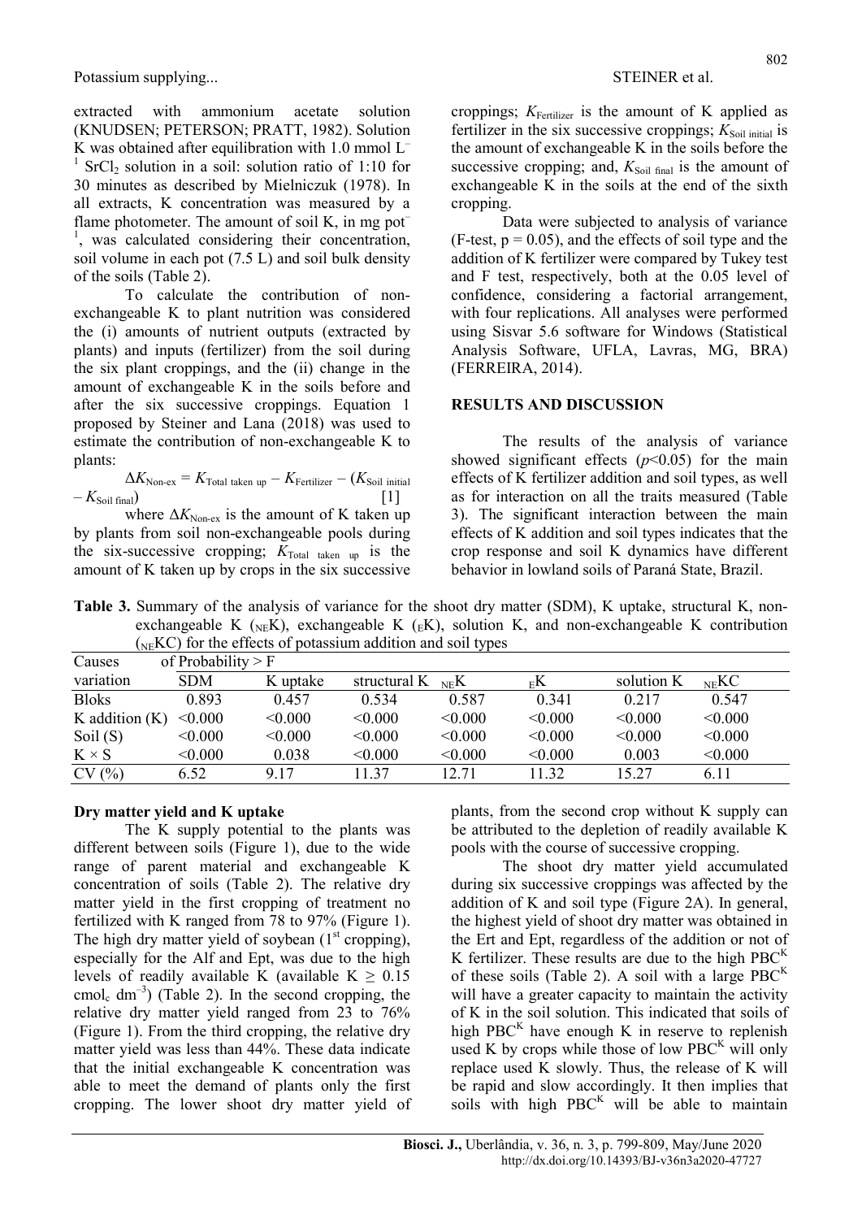extracted with ammonium acetate solution (KNUDSEN; PETERSON; PRATT, 1982). Solution K was obtained after equilibration with 1.0 mmol $L^{-1}$ $SrCl_2$ solution in a soil: solution ratio of 1:10 for 30 minutes as described by Mielniczuk (1978). In all extracts, K concentration was measured by a flame photometer. The amount of soil K, in mg $pot^{-1}$, was calculated considering their concentration, soil volume in each pot (7.5 L) and soil bulk density of the soils (Table 2).

To calculate the contribution of non-exchangeable K to plant nutrition was considered the (i) amounts of nutrient outputs (extracted by plants) and inputs (fertilizer) from the soil during the six plant croppings, and the (ii) change in the amount of exchangeable K in the soils before and after the six successive croppings. Equation 1 proposed by Steiner and Lana (2018) was used to estimate the contribution of non-exchangeable K to plants:

$$\Delta K_{Non\text{-}ex} = K_{Total\ taken\ up} - K_{Fertilizer} - (K_{Soil\ initial} - K_{Soil\ final}) \quad [1]$$

where $\Delta K_{Non\text{-}ex}$ is the amount of K taken up by plants from soil non-exchangeable pools during the six-successive cropping; $K_{Total\ taken\ up}$ is the amount of K taken up by crops in the six successive croppings; $K_{Fertilizer}$ is the amount of K applied as fertilizer in the six successive croppings; $K_{Soil\ initial}$ is the amount of exchangeable K in the soils before the successive cropping; and, $K_{Soil\ final}$ is the amount of exchangeable K in the soils at the end of the sixth cropping.

Data were subjected to analysis of variance (F-test, p = 0.05), and the effects of soil type and the addition of K fertilizer were compared by Tukey test and F test, respectively, both at the 0.05 level of confidence, considering a factorial arrangement, with four replications. All analyses were performed using Sisvar 5.6 software for Windows (Statistical Analysis Software, UFLA, Lavras, MG, BRA) (FERREIRA, 2014).

## RESULTS AND DISCUSSION

The results of the analysis of variance showed significant effects ($p<0.05$) for the main effects of K fertilizer addition and soil types, as well as for interaction on all the traits measured (Table 3). The significant interaction between the main effects of K addition and soil types indicates that the crop response and soil K dynamics have different behavior in lowland soils of Paraná State, Brazil.

**Table 3.** Summary of the analysis of variance for the shoot dry matter (SDM), K uptake, structural K, non-exchangeable K ($_{NE}K$), exchangeable K ($_{E}K$), solution K, and non-exchangeable K contribution ($_{NE}KC$) for the effects of potassium addition and soil types

| Causes of variation | Probability > F | | | | | | |
|---|---|---|---|---|---|---|---|
| | SDM | K uptake | structural K | $_{NE}K$ | $_{E}K$ | solution K | $_{NE}KC$ |
| Bloks | 0.893 | 0.457 | 0.534 | 0.587 | 0.341 | 0.217 | 0.547 |
| K addition (K) | <0.000 | <0.000 | <0.000 | <0.000 | <0.000 | <0.000 | <0.000 |
| Soil (S) | <0.000 | <0.000 | <0.000 | <0.000 | <0.000 | <0.000 | <0.000 |
| K × S | <0.000 | 0.038 | <0.000 | <0.000 | <0.000 | 0.003 | <0.000 |
| CV (%) | 6.52 | 9.17 | 11.37 | 12.71 | 11.32 | 15.27 | 6.11 |

### Dry matter yield and K uptake

The K supply potential to the plants was different between soils (Figure 1), due to the wide range of parent material and exchangeable K concentration of soils (Table 2). The relative dry matter yield in the first cropping of treatment no fertilized with K ranged from 78 to 97% (Figure 1). The high dry matter yield of soybean (1st cropping), especially for the Alf and Ept, was due to the high levels of readily available K (available K ≥ 0.15 $cmol_c$ $dm^{-3}$) (Table 2). In the second cropping, the relative dry matter yield ranged from 23 to 76% (Figure 1). From the third cropping, the relative dry matter yield was less than 44%. These data indicate that the initial exchangeable K concentration was able to meet the demand of plants only the first cropping. The lower shoot dry matter yield of plants, from the second crop without K supply can be attributed to the depletion of readily available K pools with the course of successive cropping.

The shoot dry matter yield accumulated during six successive croppings was affected by the addition of K and soil type (Figure 2A). In general, the highest yield of shoot dry matter was obtained in the Ert and Ept, regardless of the addition or not of K fertilizer. These results are due to the high $PBC^K$ of these soils (Table 2). A soil with a large $PBC^K$ will have a greater capacity to maintain the activity of K in the soil solution. This indicated that soils of high $PBC^K$ have enough K in reserve to replenish used K by crops while those of low $PBC^K$ will only replace used K slowly. Thus, the release of K will be rapid and slow accordingly. It then implies that soils with high $PBC^K$ will be able to maintain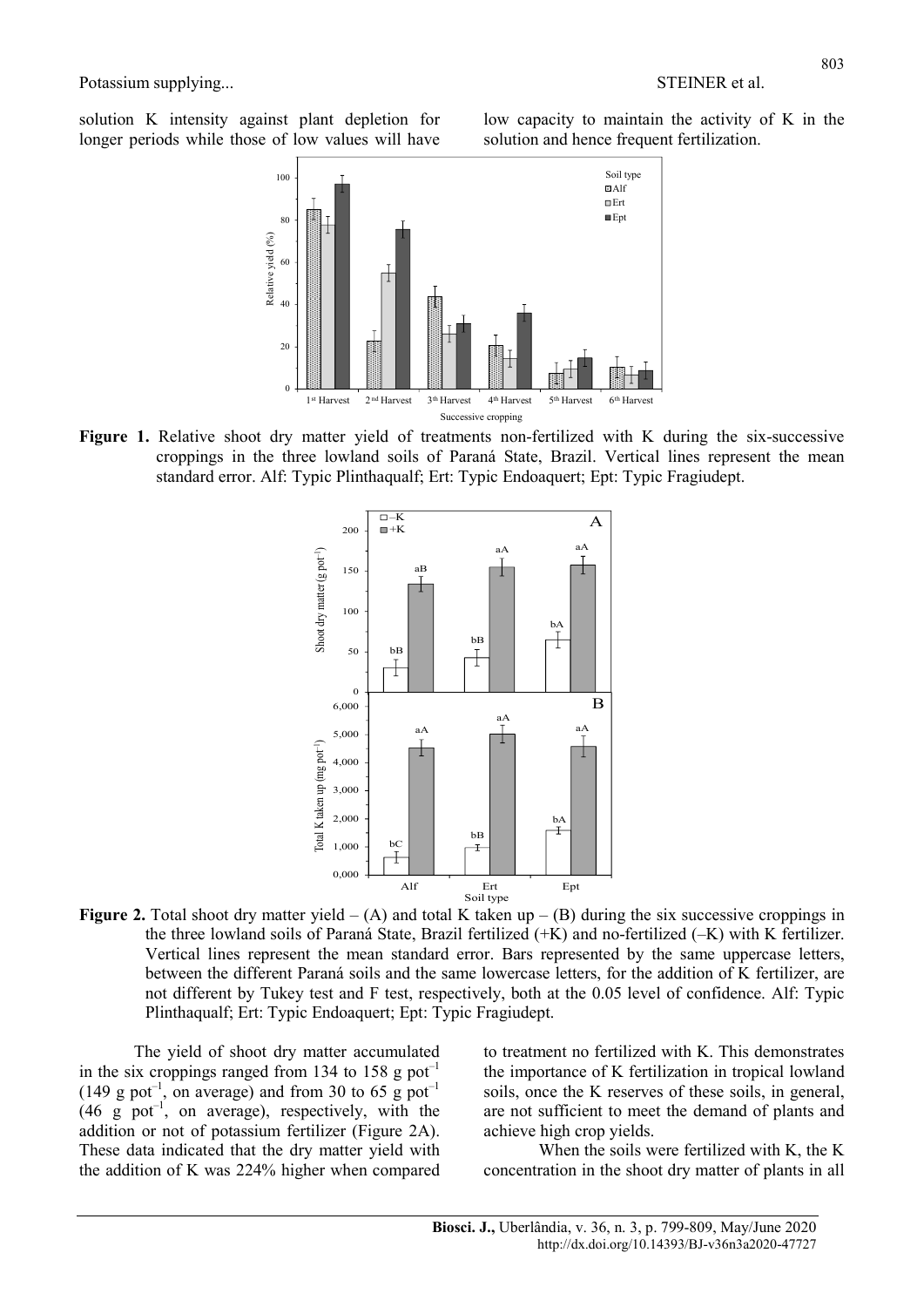solution K intensity against plant depletion for longer periods while those of low values will have low capacity to maintain the activity of K in the solution and hence frequent fertilization.

**Figure 1.** Relative shoot dry matter yield of treatments non-fertilized with K during the six-successive croppings in the three lowland soils of Paraná State, Brazil. Vertical lines represent the mean standard error. Alf: Typic Plinthaqualf; Ert: Typic Endoaquert; Ept: Typic Fragiudept.

**Figure 2.** Total shoot dry matter yield – (A) and total K taken up – (B) during the six successive croppings in the three lowland soils of Paraná State, Brazil fertilized (+K) and no-fertilized (–K) with K fertilizer. Vertical lines represent the mean standard error. Bars represented by the same uppercase letters, between the different Paraná soils and the same lowercase letters, for the addition of K fertilizer, are not different by Tukey test and F test, respectively, both at the 0.05 level of confidence. Alf: Typic Plinthaqualf; Ert: Typic Endoaquert; Ept: Typic Fragiudept.

The yield of shoot dry matter accumulated in the six croppings ranged from 134 to 158 g pot$^{-1}$ (149 g pot$^{-1}$, on average) and from 30 to 65 g pot$^{-1}$ (46 g pot$^{-1}$, on average), respectively, with the addition or not of potassium fertilizer (Figure 2A). These data indicated that the dry matter yield with the addition of K was 224% higher when compared to treatment no fertilized with K. This demonstrates the importance of K fertilization in tropical lowland soils, once the K reserves of these soils, in general, are not sufficient to meet the demand of plants and achieve high crop yields.

When the soils were fertilized with K, the K concentration in the shoot dry matter of plants in all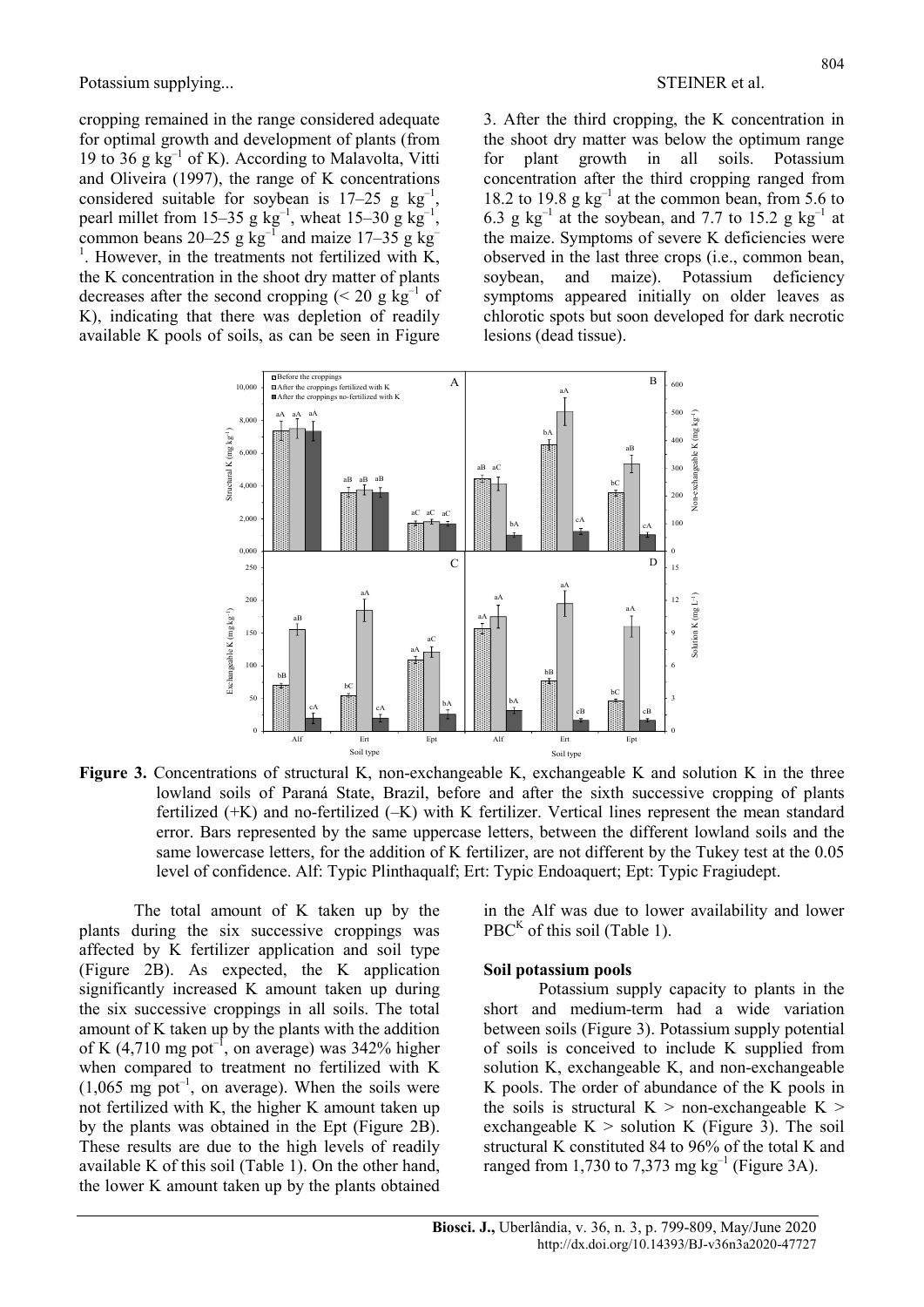cropping remained in the range considered adequate for optimal growth and development of plants (from 19 to 36 g $kg^{-1}$ of K). According to Malavolta, Vitti and Oliveira (1997), the range of K concentrations considered suitable for soybean is 17–25 g $kg^{-1}$, pearl millet from 15–35 g $kg^{-1}$, wheat 15–30 g $kg^{-1}$, common beans 20–25 g $kg^{-1}$ and maize 17–35 g $kg^{-1}$. However, in the treatments not fertilized with K, the K concentration in the shoot dry matter of plants decreases after the second cropping (< 20 g $kg^{-1}$ of K), indicating that there was depletion of readily available K pools of soils, as can be seen in Figure 3. After the third cropping, the K concentration in the shoot dry matter was below the optimum range for plant growth in all soils. Potassium concentration after the third cropping ranged from 18.2 to 19.8 g $kg^{-1}$ at the common bean, from 5.6 to 6.3 g $kg^{-1}$ at the soybean, and 7.7 to 15.2 g $kg^{-1}$ at the maize. Symptoms of severe K deficiencies were observed in the last three crops (i.e., common bean, soybean, and maize). Potassium deficiency symptoms appeared initially on older leaves as chlorotic spots but soon developed for dark necrotic lesions (dead tissue).

**Figure 3.** Concentrations of structural K, non-exchangeable K, exchangeable K and solution K in the three lowland soils of Paraná State, Brazil, before and after the sixth successive cropping of plants fertilized (+K) and no-fertilized (–K) with K fertilizer. Vertical lines represent the mean standard error. Bars represented by the same uppercase letters, between the different lowland soils and the same lowercase letters, for the addition of K fertilizer, are not different by the Tukey test at the 0.05 level of confidence. Alf: Typic Plinthaqualf; Ert: Typic Endoaquert; Ept: Typic Fragiudept.

The total amount of K taken up by the plants during the six successive croppings was affected by K fertilizer application and soil type (Figure 2B). As expected, the K application significantly increased K amount taken up during the six successive croppings in all soils. The total amount of K taken up by the plants with the addition of K (4,710 mg $pot^{-1}$, on average) was 342% higher when compared to treatment no fertilized with K (1,065 mg $pot^{-1}$, on average). When the soils were not fertilized with K, the higher K amount taken up by the plants was obtained in the Ept (Figure 2B). These results are due to the high levels of readily available K of this soil (Table 1). On the other hand, the lower K amount taken up by the plants obtained in the Alf was due to lower availability and lower $PBC^K$ of this soil (Table 1).

### Soil potassium pools

Potassium supply capacity to plants in the short and medium-term had a wide variation between soils (Figure 3). Potassium supply potential of soils is conceived to include K supplied from solution K, exchangeable K, and non-exchangeable K pools. The order of abundance of the K pools in the soils is structural K > non-exchangeable K > exchangeable K > solution K (Figure 3). The soil structural K constituted 84 to 96% of the total K and ranged from 1,730 to 7,373 mg $kg^{-1}$ (Figure 3A).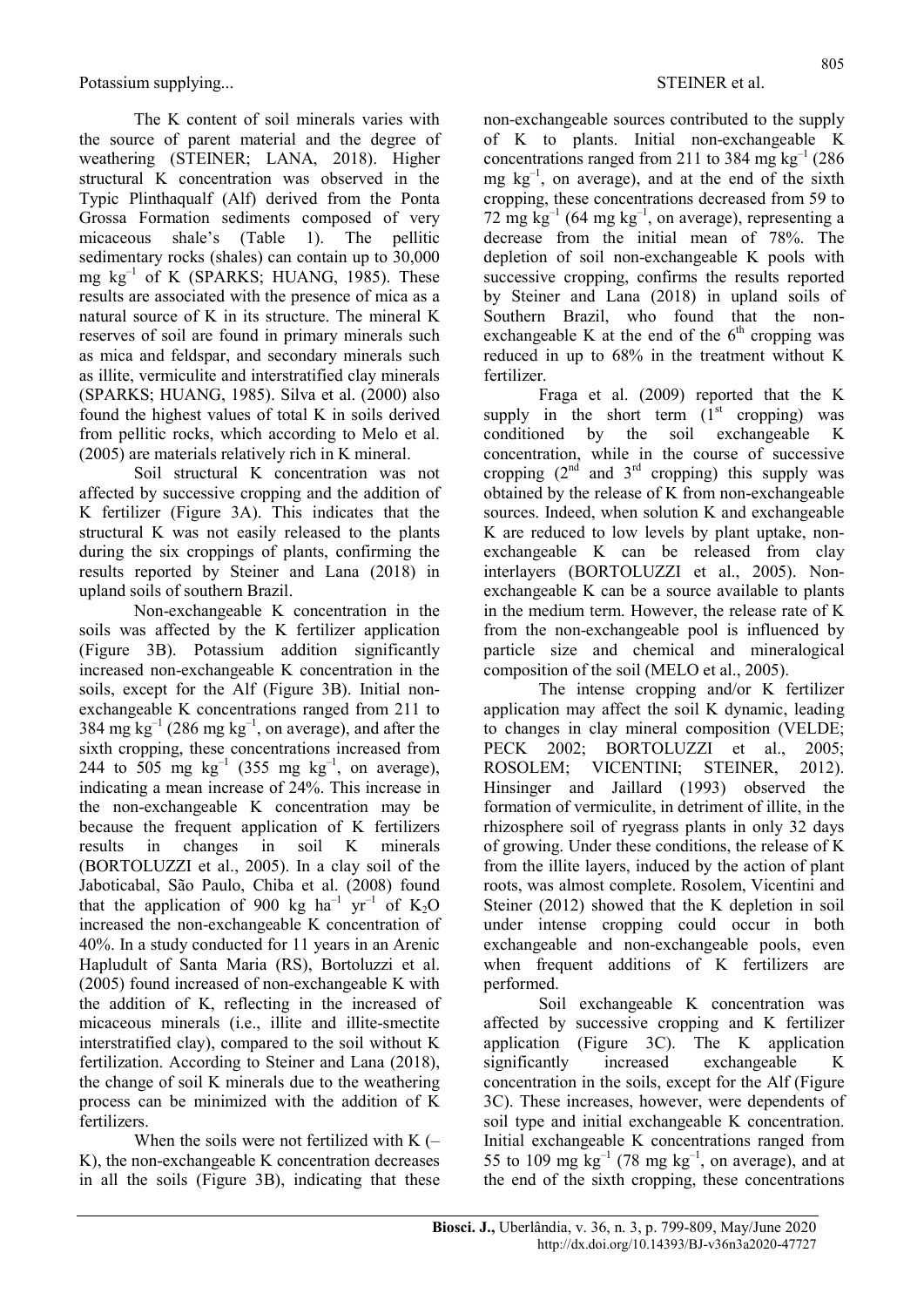The K content of soil minerals varies with the source of parent material and the degree of weathering (STEINER; LANA, 2018). Higher structural K concentration was observed in the Typic Plinthaqualf (Alf) derived from the Ponta Grossa Formation sediments composed of very micaceous shale's (Table 1). The pellitic sedimentary rocks (shales) can contain up to 30,000 mg kg$^{-1}$ of K (SPARKS; HUANG, 1985). These results are associated with the presence of mica as a natural source of K in its structure. The mineral K reserves of soil are found in primary minerals such as mica and feldspar, and secondary minerals such as illite, vermiculite and interstratified clay minerals (SPARKS; HUANG, 1985). Silva et al. (2000) also found the highest values of total K in soils derived from pellitic rocks, which according to Melo et al. (2005) are materials relatively rich in K mineral.

Soil structural K concentration was not affected by successive cropping and the addition of K fertilizer (Figure 3A). This indicates that the structural K was not easily released to the plants during the six croppings of plants, confirming the results reported by Steiner and Lana (2018) in upland soils of southern Brazil.

Non-exchangeable K concentration in the soils was affected by the K fertilizer application (Figure 3B). Potassium addition significantly increased non-exchangeable K concentration in the soils, except for the Alf (Figure 3B). Initial non-exchangeable K concentrations ranged from 211 to 384 mg kg$^{-1}$ (286 mg kg$^{-1}$, on average), and after the sixth cropping, these concentrations increased from 244 to 505 mg kg$^{-1}$ (355 mg kg$^{-1}$, on average), indicating a mean increase of 24%. This increase in the non-exchangeable K concentration may be because the frequent application of K fertilizers results in changes in soil K minerals (BORTOLUZZI et al., 2005). In a clay soil of the Jaboticabal, São Paulo, Chiba et al. (2008) found that the application of 900 kg ha$^{-1}$ yr$^{-1}$ of $K_2O$ increased the non-exchangeable K concentration of 40%. In a study conducted for 11 years in an Arenic Hapludult of Santa Maria (RS), Bortoluzzi et al. (2005) found increased of non-exchangeable K with the addition of K, reflecting in the increased of micaceous minerals (i.e., illite and illite-smectite interstratified clay), compared to the soil without K fertilization. According to Steiner and Lana (2018), the change of soil K minerals due to the weathering process can be minimized with the addition of K fertilizers.

When the soils were not fertilized with K (–K), the non-exchangeable K concentration decreases in all the soils (Figure 3B), indicating that these non-exchangeable sources contributed to the supply of K to plants. Initial non-exchangeable K concentrations ranged from 211 to 384 mg kg$^{-1}$ (286 mg kg$^{-1}$, on average), and at the end of the sixth cropping, these concentrations decreased from 59 to 72 mg kg$^{-1}$ (64 mg kg$^{-1}$, on average), representing a decrease from the initial mean of 78%. The depletion of soil non-exchangeable K pools with successive cropping, confirms the results reported by Steiner and Lana (2018) in upland soils of Southern Brazil, who found that the non-exchangeable K at the end of the 6$^{th}$ cropping was reduced in up to 68% in the treatment without K fertilizer.

Fraga et al. (2009) reported that the K supply in the short term (1$^{st}$ cropping) was conditioned by the soil exchangeable K concentration, while in the course of successive cropping (2$^{nd}$ and 3$^{rd}$ cropping) this supply was obtained by the release of K from non-exchangeable sources. Indeed, when solution K and exchangeable K are reduced to low levels by plant uptake, non-exchangeable K can be released from clay interlayers (BORTOLUZZI et al., 2005). Non-exchangeable K can be a source available to plants in the medium term. However, the release rate of K from the non-exchangeable pool is influenced by particle size and chemical and mineralogical composition of the soil (MELO et al., 2005).

The intense cropping and/or K fertilizer application may affect the soil K dynamic, leading to changes in clay mineral composition (VELDE; PECK 2002; BORTOLUZZI et al., 2005; ROSOLEM; VICENTINI; STEINER, 2012). Hinsinger and Jaillard (1993) observed the formation of vermiculite, in detriment of illite, in the rhizosphere soil of ryegrass plants in only 32 days of growing. Under these conditions, the release of K from the illite layers, induced by the action of plant roots, was almost complete. Rosolem, Vicentini and Steiner (2012) showed that the K depletion in soil under intense cropping could occur in both exchangeable and non-exchangeable pools, even when frequent additions of K fertilizers are performed.

Soil exchangeable K concentration was affected by successive cropping and K fertilizer application (Figure 3C). The K application significantly increased exchangeable K concentration in the soils, except for the Alf (Figure 3C). These increases, however, were dependents of soil type and initial exchangeable K concentration. Initial exchangeable K concentrations ranged from 55 to 109 mg kg$^{-1}$ (78 mg kg$^{-1}$, on average), and at the end of the sixth cropping, these concentrations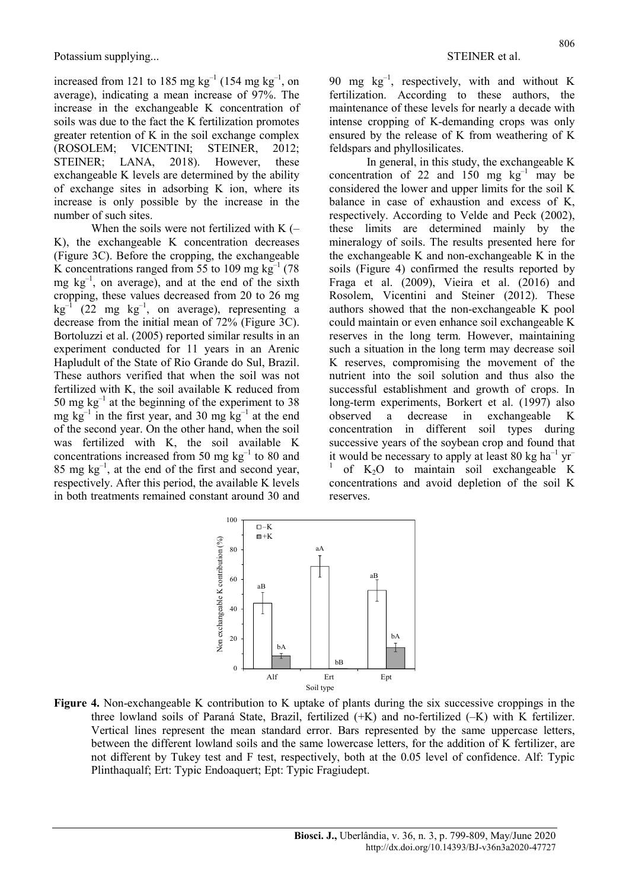increased from 121 to 185 mg $kg^{-1}$ (154 mg $kg^{-1}$, on average), indicating a mean increase of 97%. The increase in the exchangeable K concentration of soils was due to the fact the K fertilization promotes greater retention of K in the soil exchange complex (ROSOLEM; VICENTINI; STEINER, 2012; STEINER; LANA, 2018). However, these exchangeable K levels are determined by the ability of exchange sites in adsorbing K ion, where its increase is only possible by the increase in the number of such sites.

When the soils were not fertilized with K (–K), the exchangeable K concentration decreases (Figure 3C). Before the cropping, the exchangeable K concentrations ranged from 55 to 109 mg $kg^{-1}$ (78 mg $kg^{-1}$, on average), and at the end of the sixth cropping, these values decreased from 20 to 26 mg $kg^{-1}$ (22 mg $kg^{-1}$, on average), representing a decrease from the initial mean of 72% (Figure 3C). Bortoluzzi et al. (2005) reported similar results in an experiment conducted for 11 years in an Arenic Hapludult of the State of Rio Grande do Sul, Brazil. These authors verified that when the soil was not fertilized with K, the soil available K reduced from 50 mg $kg^{-1}$ at the beginning of the experiment to 38 mg $kg^{-1}$ in the first year, and 30 mg $kg^{-1}$ at the end of the second year. On the other hand, when the soil was fertilized with K, the soil available K concentrations increased from 50 mg $kg^{-1}$ to 80 and 85 mg $kg^{-1}$, at the end of the first and second year, respectively. After this period, the available K levels in both treatments remained constant around 30 and 90 mg $kg^{-1}$, respectively, with and without K fertilization. According to these authors, the maintenance of these levels for nearly a decade with intense cropping of K-demanding crops was only ensured by the release of K from weathering of K feldspars and phyllosilicates.

In general, in this study, the exchangeable K concentration of 22 and 150 mg $kg^{-1}$ may be considered the lower and upper limits for the soil K balance in case of exhaustion and excess of K, respectively. According to Velde and Peck (2002), these limits are determined mainly by the mineralogy of soils. The results presented here for the exchangeable K and non-exchangeable K in the soils (Figure 4) confirmed the results reported by Fraga et al. (2009), Vieira et al. (2016) and Rosolem, Vicentini and Steiner (2012). These authors showed that the non-exchangeable K pool could maintain or even enhance soil exchangeable K reserves in the long term. However, maintaining such a situation in the long term may decrease soil K reserves, compromising the movement of the nutrient into the soil solution and thus also the successful establishment and growth of crops. In long-term experiments, Borkert et al. (1997) also observed a decrease in exchangeable K concentration in different soil types during successive years of the soybean crop and found that it would be necessary to apply at least 80 kg $ha^{-1}$ $yr^{-1}$ of $K_2O$ to maintain soil exchangeable K concentrations and avoid depletion of the soil K reserves.

**Figure 4.** Non-exchangeable K contribution to K uptake of plants during the six successive croppings in the three lowland soils of Paraná State, Brazil, fertilized (+K) and no-fertilized (–K) with K fertilizer. Vertical lines represent the mean standard error. Bars represented by the same uppercase letters, between the different lowland soils and the same lowercase letters, for the addition of K fertilizer, are not different by Tukey test and F test, respectively, both at the 0.05 level of confidence. Alf: Typic Plinthaqualf; Ert: Typic Endoaquert; Ept: Typic Fragiudept.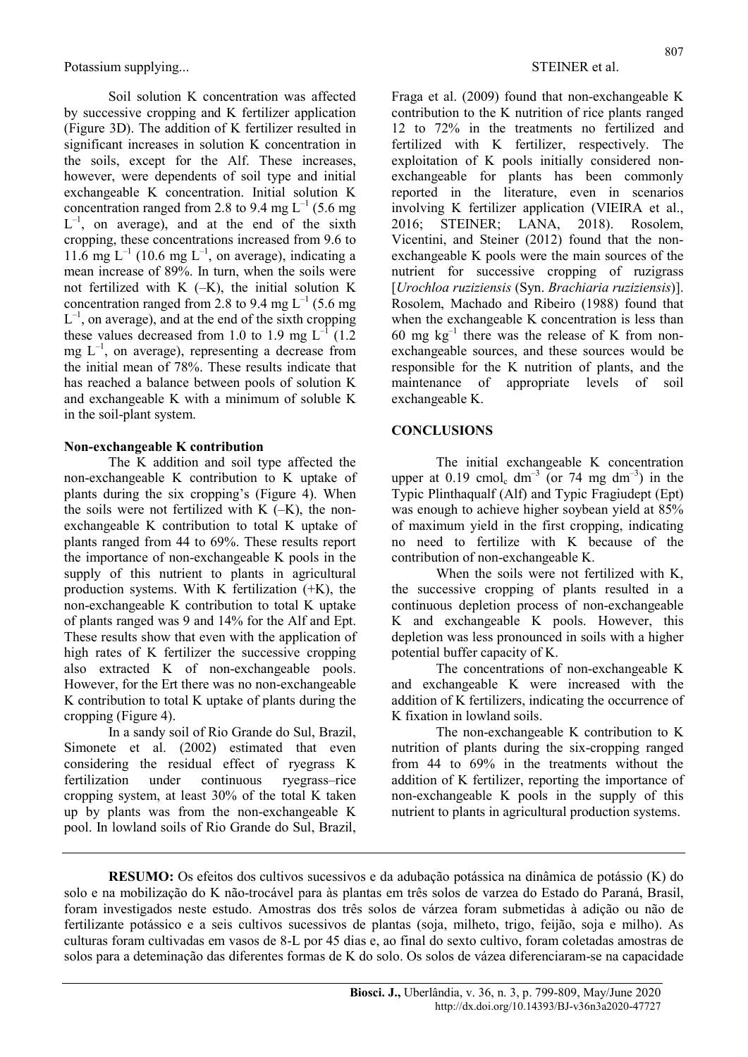Soil solution K concentration was affected by successive cropping and K fertilizer application (Figure 3D). The addition of K fertilizer resulted in significant increases in solution K concentration in the soils, except for the Alf. These increases, however, were dependents of soil type and initial exchangeable K concentration. Initial solution K concentration ranged from 2.8 to 9.4 mg $L^{-1}$ (5.6 mg $L^{-1}$, on average), and at the end of the sixth cropping, these concentrations increased from 9.6 to 11.6 mg $L^{-1}$ (10.6 mg $L^{-1}$, on average), indicating a mean increase of 89%. In turn, when the soils were not fertilized with K (–K), the initial solution K concentration ranged from 2.8 to 9.4 mg $L^{-1}$ (5.6 mg $L^{-1}$, on average), and at the end of the sixth cropping these values decreased from 1.0 to 1.9 mg $L^{-1}$ (1.2 mg $L^{-1}$, on average), representing a decrease from the initial mean of 78%. These results indicate that has reached a balance between pools of solution K and exchangeable K with a minimum of soluble K in the soil-plant system.

**Non-exchangeable K contribution**

The K addition and soil type affected the non-exchangeable K contribution to K uptake of plants during the six cropping's (Figure 4). When the soils were not fertilized with K (–K), the non-exchangeable K contribution to total K uptake of plants ranged from 44 to 69%. These results report the importance of non-exchangeable K pools in the supply of this nutrient to plants in agricultural production systems. With K fertilization (+K), the non-exchangeable K contribution to total K uptake of plants ranged was 9 and 14% for the Alf and Ept. These results show that even with the application of high rates of K fertilizer the successive cropping also extracted K of non-exchangeable pools. However, for the Ert there was no non-exchangeable K contribution to total K uptake of plants during the cropping (Figure 4).

In a sandy soil of Rio Grande do Sul, Brazil, Simonete et al. (2002) estimated that even considering the residual effect of ryegrass K fertilization under continuous ryegrass–rice cropping system, at least 30% of the total K taken up by plants was from the non-exchangeable K pool. In lowland soils of Rio Grande do Sul, Brazil, Fraga et al. (2009) found that non-exchangeable K contribution to the K nutrition of rice plants ranged 12 to 72% in the treatments no fertilized and fertilized with K fertilizer, respectively. The exploitation of K pools initially considered non-exchangeable for plants has been commonly reported in the literature, even in scenarios involving K fertilizer application (VIEIRA et al., 2016; STEINER; LANA, 2018). Rosolem, Vicentini, and Steiner (2012) found that the non-exchangeable K pools were the main sources of the nutrient for successive cropping of ruzigrass [*Urochloa ruziziensis* (Syn. *Brachiaria ruziziensis*)]. Rosolem, Machado and Ribeiro (1988) found that when the exchangeable K concentration is less than 60 mg $kg^{-1}$ there was the release of K from non-exchangeable sources, and these sources would be responsible for the K nutrition of plants, and the maintenance of appropriate levels of soil exchangeable K.

## CONCLUSIONS

The initial exchangeable K concentration upper at 0.19 $cmol_c$ $dm^{-3}$ (or 74 mg $dm^{-3}$) in the Typic Plinthaqualf (Alf) and Typic Fragiudept (Ept) was enough to achieve higher soybean yield at 85% of maximum yield in the first cropping, indicating no need to fertilize with K because of the contribution of non-exchangeable K.

When the soils were not fertilized with K, the successive cropping of plants resulted in a continuous depletion process of non-exchangeable K and exchangeable K pools. However, this depletion was less pronounced in soils with a higher potential buffer capacity of K.

The concentrations of non-exchangeable K and exchangeable K were increased with the addition of K fertilizers, indicating the occurrence of K fixation in lowland soils.

The non-exchangeable K contribution to K nutrition of plants during the six-cropping ranged from 44 to 69% in the treatments without the addition of K fertilizer, reporting the importance of non-exchangeable K pools in the supply of this nutrient to plants in agricultural production systems.

**RESUMO:** Os efeitos dos cultivos sucessivos e da adubação potássica na dinâmica de potássio (K) do solo e na mobilização do K não-trocável para às plantas em três solos de varzea do Estado do Paraná, Brasil, foram investigados neste estudo. Amostras dos três solos de várzea foram submetidas à adição ou não de fertilizante potássico e a seis cultivos sucessivos de plantas (soja, milheto, trigo, feijão, soja e milho). As culturas foram cultivadas em vasos de 8-L por 45 dias e, ao final do sexto cultivo, foram coletadas amostras de solos para a deteminação das diferentes formas de K do solo. Os solos de vázea diferenciaram-se na capacidade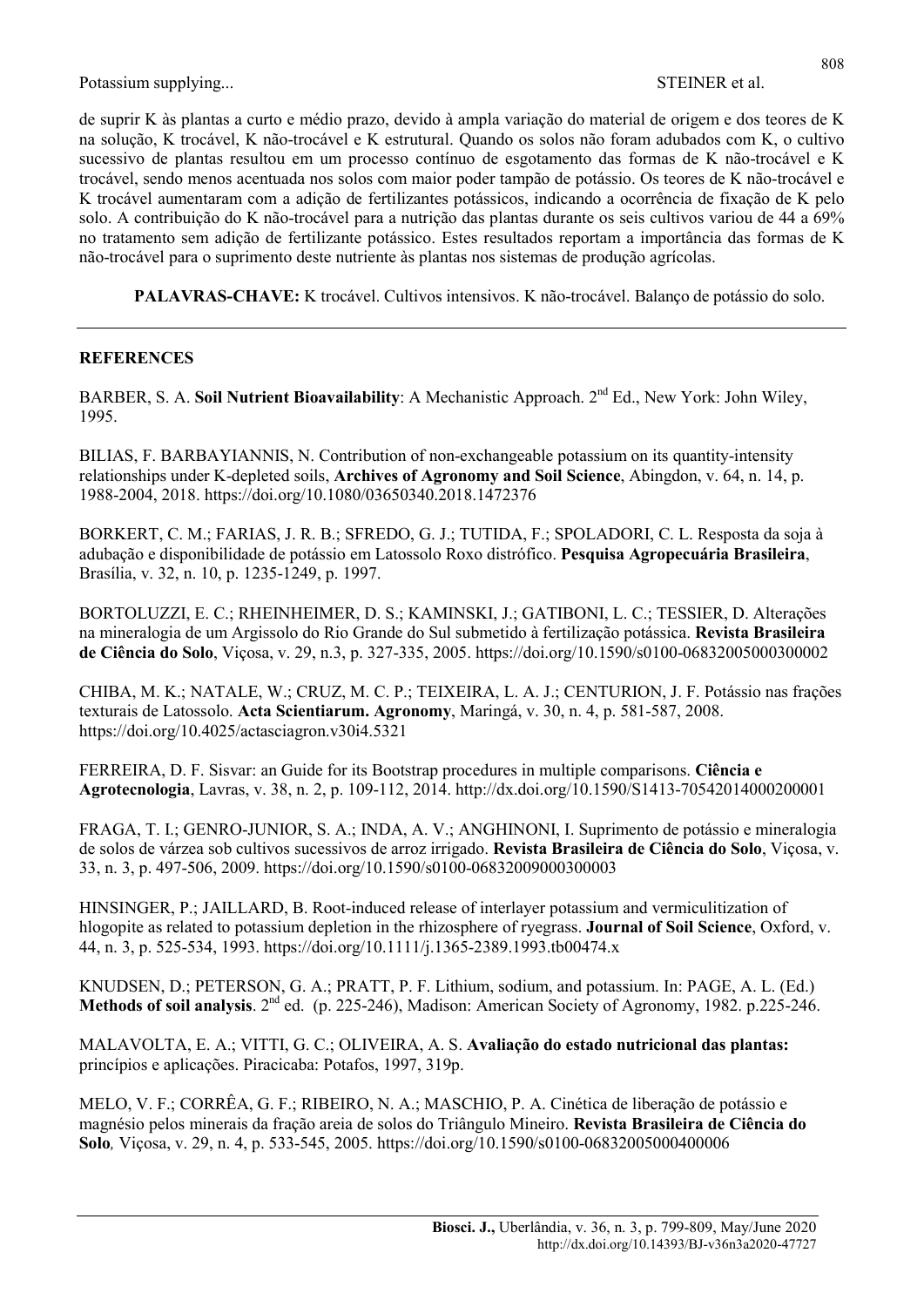de suprir K às plantas a curto e médio prazo, devido à ampla variação do material de origem e dos teores de K na solução, K trocável, K não-trocável e K estrutural. Quando os solos não foram adubados com K, o cultivo sucessivo de plantas resultou em um processo contínuo de esgotamento das formas de K não-trocável e K trocável, sendo menos acentuada nos solos com maior poder tampão de potássio. Os teores de K não-trocável e K trocável aumentaram com a adição de fertilizantes potássicos, indicando a ocorrência de fixação de K pelo solo. A contribuição do K não-trocável para a nutrição das plantas durante os seis cultivos variou de 44 a 69% no tratamento sem adição de fertilizante potássico. Estes resultados reportam a importância das formas de K não-trocável para o suprimento deste nutriente às plantas nos sistemas de produção agrícolas.

**PALAVRAS-CHAVE:** K trocável. Cultivos intensivos. K não-trocável. Balanço de potássio do solo.

## REFERENCES

BARBER, S. A. **Soil Nutrient Bioavailability**: A Mechanistic Approach. 2nd Ed., New York: John Wiley, 1995.

BILIAS, F. BARBAYIANNIS, N. Contribution of non-exchangeable potassium on its quantity-intensity relationships under K-depleted soils, **Archives of Agronomy and Soil Science**, Abingdon, v. 64, n. 14, p. 1988-2004, 2018. https://doi.org/10.1080/03650340.2018.1472376

BORKERT, C. M.; FARIAS, J. R. B.; SFREDO, G. J.; TUTIDA, F.; SPOLADORI, C. L. Resposta da soja à adubação e disponibilidade de potássio em Latossolo Roxo distrófico. **Pesquisa Agropecuária Brasileira**, Brasília, v. 32, n. 10, p. 1235-1249, p. 1997.

BORTOLUZZI, E. C.; RHEINHEIMER, D. S.; KAMINSKI, J.; GATIBONI, L. C.; TESSIER, D. Alterações na mineralogia de um Argissolo do Rio Grande do Sul submetido à fertilização potássica. **Revista Brasileira de Ciência do Solo**, Viçosa, v. 29, n.3, p. 327-335, 2005. https://doi.org/10.1590/s0100-06832005000300002

CHIBA, M. K.; NATALE, W.; CRUZ, M. C. P.; TEIXEIRA, L. A. J.; CENTURION, J. F. Potássio nas frações texturais de Latossolo. **Acta Scientiarum. Agronomy**, Maringá, v. 30, n. 4, p. 581-587, 2008. https://doi.org/10.4025/actasciagron.v30i4.5321

FERREIRA, D. F. Sisvar: an Guide for its Bootstrap procedures in multiple comparisons. **Ciência e Agrotecnologia**, Lavras, v. 38, n. 2, p. 109-112, 2014. http://dx.doi.org/10.1590/S1413-70542014000200001

FRAGA, T. I.; GENRO-JUNIOR, S. A.; INDA, A. V.; ANGHINONI, I. Suprimento de potássio e mineralogia de solos de várzea sob cultivos sucessivos de arroz irrigado. **Revista Brasileira de Ciência do Solo**, Viçosa, v. 33, n. 3, p. 497-506, 2009. https://doi.org/10.1590/s0100-06832009000300003

HINSINGER, P.; JAILLARD, B. Root-induced release of interlayer potassium and vermiculitization of hlogopite as related to potassium depletion in the rhizosphere of ryegrass. **Journal of Soil Science**, Oxford, v. 44, n. 3, p. 525-534, 1993. https://doi.org/10.1111/j.1365-2389.1993.tb00474.x

KNUDSEN, D.; PETERSON, G. A.; PRATT, P. F. Lithium, sodium, and potassium. In: PAGE, A. L. (Ed.) **Methods of soil analysis**. 2nd ed. (p. 225-246), Madison: American Society of Agronomy, 1982. p.225-246.

MALAVOLTA, E. A.; VITTI, G. C.; OLIVEIRA, A. S. **Avaliação do estado nutricional das plantas:** princípios e aplicações. Piracicaba: Potafos, 1997, 319p.

MELO, V. F.; CORRÊA, G. F.; RIBEIRO, N. A.; MASCHIO, P. A. Cinética de liberação de potássio e magnésio pelos minerais da fração areia de solos do Triângulo Mineiro. **Revista Brasileira de Ciência do Solo**, Viçosa, v. 29, n. 4, p. 533-545, 2005. https://doi.org/10.1590/s0100-06832005000400006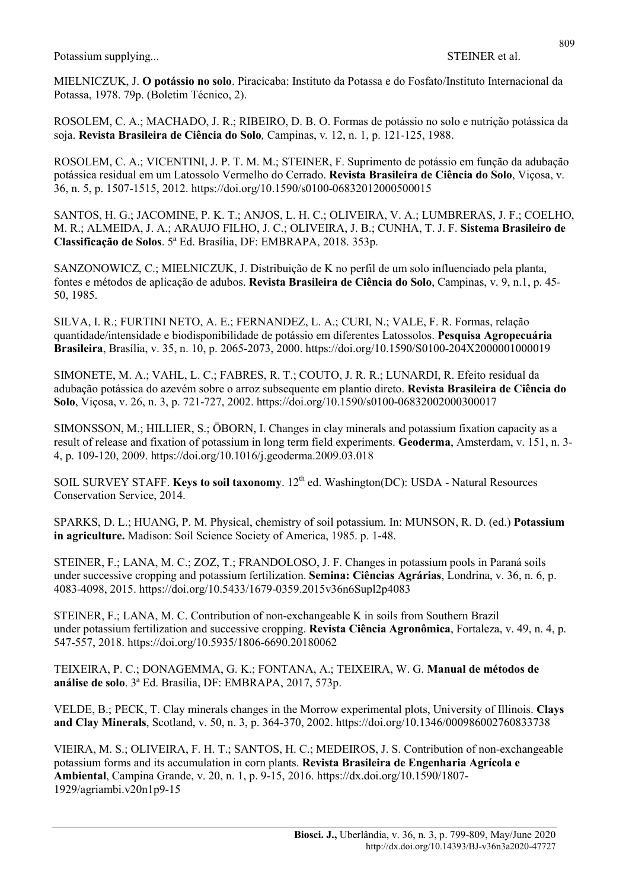MIELNICZUK, J. **O potássio no solo**. Piracicaba: Instituto da Potassa e do Fosfato/Instituto Internacional da Potassa, 1978. 79p. (Boletim Técnico, 2).

ROSOLEM, C. A.; MACHADO, J. R.; RIBEIRO, D. B. O. Formas de potássio no solo e nutrição potássica da soja. **Revista Brasileira de Ciência do Solo***,* Campinas, v*.* 12, n. 1, p. 121-125, 1988.

ROSOLEM, C. A.; VICENTINI, J. P. T. M. M.; STEINER, F. Suprimento de potássio em função da adubação potássica residual em um Latossolo Vermelho do Cerrado. **Revista Brasileira de Ciência do Solo**, Viçosa, v. 36, n. 5, p. 1507-1515, 2012. https://doi.org/10.1590/s0100-06832012000500015

SANTOS, H. G.; JACOMINE, P. K. T.; ANJOS, L. H. C.; OLIVEIRA, V. A.; LUMBRERAS, J. F.; COELHO, M. R.; ALMEIDA, J. A.; ARAUJO FILHO, J. C.; OLIVEIRA, J. B.; CUNHA, T. J. F. **Sistema Brasileiro de Classificação de Solos**. 5ª Ed. Brasília, DF: EMBRAPA, 2018. 353p.

SANZONOWICZ, C.; MIELNICZUK, J. Distribuição de K no perfil de um solo influenciado pela planta, fontes e métodos de aplicação de adubos. **Revista Brasileira de Ciência do Solo**, Campinas, v. 9, n.1, p. 45-50, 1985.

SILVA, I. R.; FURTINI NETO, A. E.; FERNANDEZ, L. A.; CURI, N.; VALE, F. R. Formas, relação quantidade/intensidade e biodisponibilidade de potássio em diferentes Latossolos. **Pesquisa Agropecuária Brasileira**, Brasília, v. 35, n. 10, p. 2065-2073, 2000. https://doi.org/10.1590/S0100-204X2000001000019

SIMONETE, M. A.; VAHL, L. C.; FABRES, R. T.; COUTO, J. R. R.; LUNARDI, R. Efeito residual da adubação potássica do azevém sobre o arroz subsequente em plantio direto. **Revista Brasileira de Ciência do Solo**, Viçosa, v. 26, n. 3, p. 721-727, 2002. https://doi.org/10.1590/s0100-06832002000300017

SIMONSSON, M.; HILLIER, S.; ÖBORN, I. Changes in clay minerals and potassium fixation capacity as a result of release and fixation of potassium in long term field experiments. **Geoderma**, Amsterdam, v. 151, n. 3-4, p. 109-120, 2009. https://doi.org/10.1016/j.geoderma.2009.03.018

SOIL SURVEY STAFF. **Keys to soil taxonomy**. 12th ed. Washington(DC): USDA - Natural Resources Conservation Service, 2014.

SPARKS, D. L.; HUANG, P. M. Physical, chemistry of soil potassium. In: MUNSON, R. D. (ed.) **Potassium in agriculture.** Madison: Soil Science Society of America, 1985. p. 1-48.

STEINER, F.; LANA, M. C.; ZOZ, T.; FRANDOLOSO, J. F. Changes in potassium pools in Paraná soils under successive cropping and potassium fertilization. **Semina: Ciências Agrárias**, Londrina, v. 36, n. 6, p. 4083-4098, 2015. https://doi.org/10.5433/1679-0359.2015v36n6Supl2p4083

STEINER, F.; LANA, M. C. Contribution of non-exchangeable K in soils from Southern Brazil under potassium fertilization and successive cropping. **Revista Ciência Agronômica**, Fortaleza, v. 49, n. 4, p. 547-557, 2018. https://doi.org/10.5935/1806-6690.20180062

TEIXEIRA, P. C.; DONAGEMMA, G. K.; FONTANA, A.; TEIXEIRA, W. G. **Manual de métodos de análise de solo**. 3ª Ed. Brasília, DF: EMBRAPA, 2017, 573p.

VELDE, B.; PECK, T. Clay minerals changes in the Morrow experimental plots, University of Illinois. **Clays and Clay Minerals**, Scotland, v. 50, n. 3, p. 364-370, 2002. https://doi.org/10.1346/000986002760833738

VIEIRA, M. S.; OLIVEIRA, F. H. T.; SANTOS, H. C.; MEDEIROS, J. S. Contribution of non-exchangeable potassium forms and its accumulation in corn plants. **Revista Brasileira de Engenharia Agrícola e Ambiental**, Campina Grande, v. 20, n. 1, p. 9-15, 2016. https://dx.doi.org/10.1590/1807-1929/agriambi.v20n1p9-15